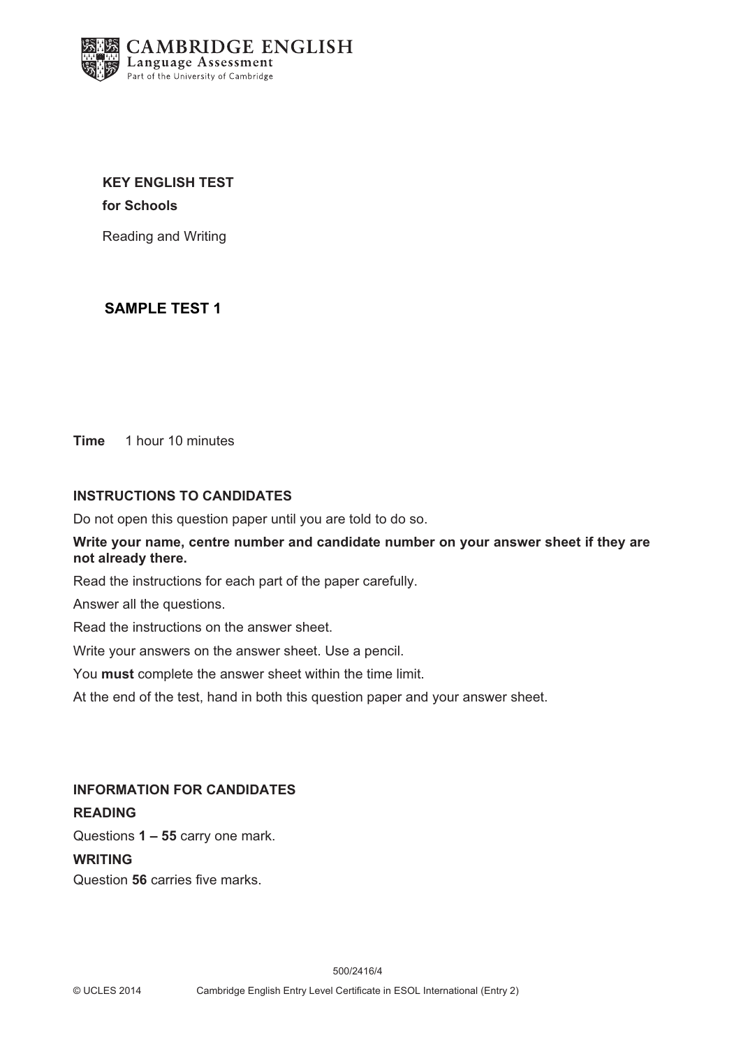**CAMBRIDGE ENGLISH**
Language Assessment
Part of the University of Cambridge

# KEY ENGLISH TEST

**for Schools**

Reading and Writing

## SAMPLE TEST 1

**Time** 1 hour 10 minutes

**INSTRUCTIONS TO CANDIDATES**

Do not open this question paper until you are told to do so.

**Write your name, centre number and candidate number on your answer sheet if they are not already there.**

Read the instructions for each part of the paper carefully.

Answer all the questions.

Read the instructions on the answer sheet.

Write your answers on the answer sheet. Use a pencil.

You **must** complete the answer sheet within the time limit.

At the end of the test, hand in both this question paper and your answer sheet.

**INFORMATION FOR CANDIDATES**

**READING**

Questions **1 – 55** carry one mark.

**WRITING**

Question **56** carries five marks.

500/2416/4

© UCLES 2014 Cambridge English Entry Level Certificate in ESOL International (Entry 2)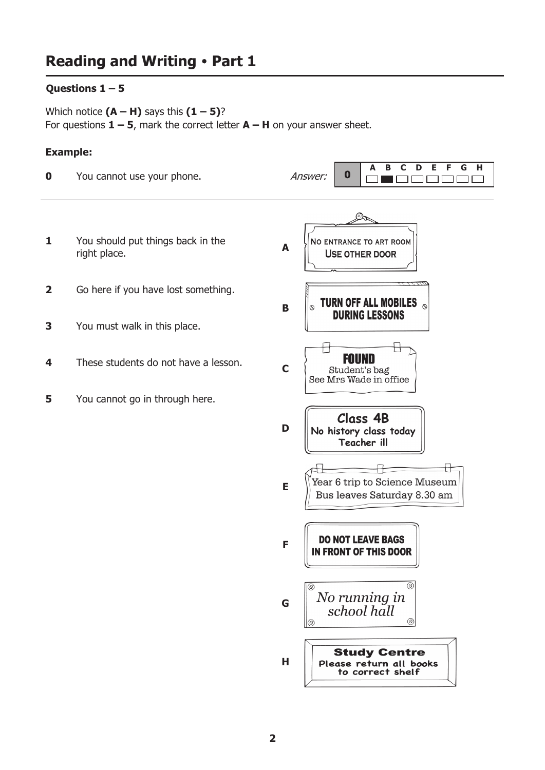## Reading and Writing • Part 1

**Questions 1 – 5**

Which notice **(A – H)** says this **(1 – 5)**?
For questions **1 – 5**, mark the correct letter **A – H** on your answer sheet.

**Example:**

**0** You cannot use your phone.

*Answer:* **0** — B

| 0 | A | B | C | D | E | F | G | H |
|---|---|---|---|---|---|---|---|---|
| | ☐ | ■ | ☐ | ☐ | ☐ | ☐ | ☐ | ☐ |

---

**1** You should put things back in the right place.

**2** Go here if you have lost something.

**3** You must walk in this place.

**4** These students do not have a lesson.

**5** You cannot go in through here.

**A** NO ENTRANCE TO ART ROOM
USE OTHER DOOR

**B** TURN OFF ALL MOBILES
DURING LESSONS

**C** FOUND
Student's bag
See Mrs Wade in office

**D** Class 4B
No history class today
Teacher ill

**E** Year 6 trip to Science Museum
Bus leaves Saturday 8.30 am

**F** DO NOT LEAVE BAGS
IN FRONT OF THIS DOOR

**G** *No running in school hall*

**H** Study Centre
Please return all books to correct shelf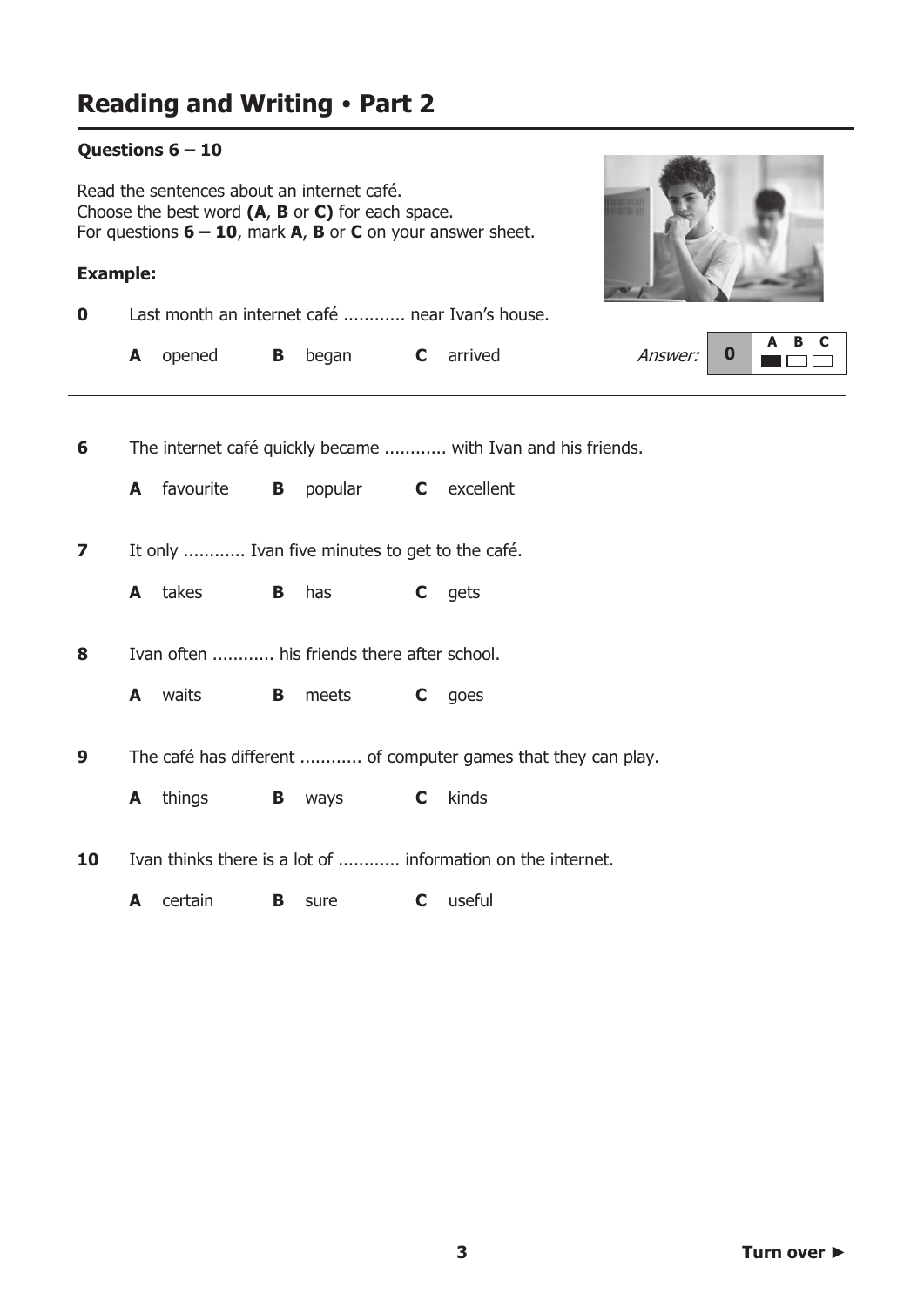## Reading and Writing • Part 2

**Questions 6 – 10**

Read the sentences about an internet café.
Choose the best word **(A**, **B** or **C)** for each space.
For questions **6 – 10**, mark **A**, **B** or **C** on your answer sheet.

**Example:**

**0** Last month an internet café ............ near Ivan's house.

**A** opened **B** began **C** arrived

*Answer:* **0** A (marked)

---

**6** The internet café quickly became ............ with Ivan and his friends.

**A** favourite **B** popular **C** excellent

**7** It only ............ Ivan five minutes to get to the café.

**A** takes **B** has **C** gets

**8** Ivan often ............ his friends there after school.

**A** waits **B** meets **C** goes

**9** The café has different ............ of computer games that they can play.

**A** things **B** ways **C** kinds

**10** Ivan thinks there is a lot of ............ information on the internet.

**A** certain **B** sure **C** useful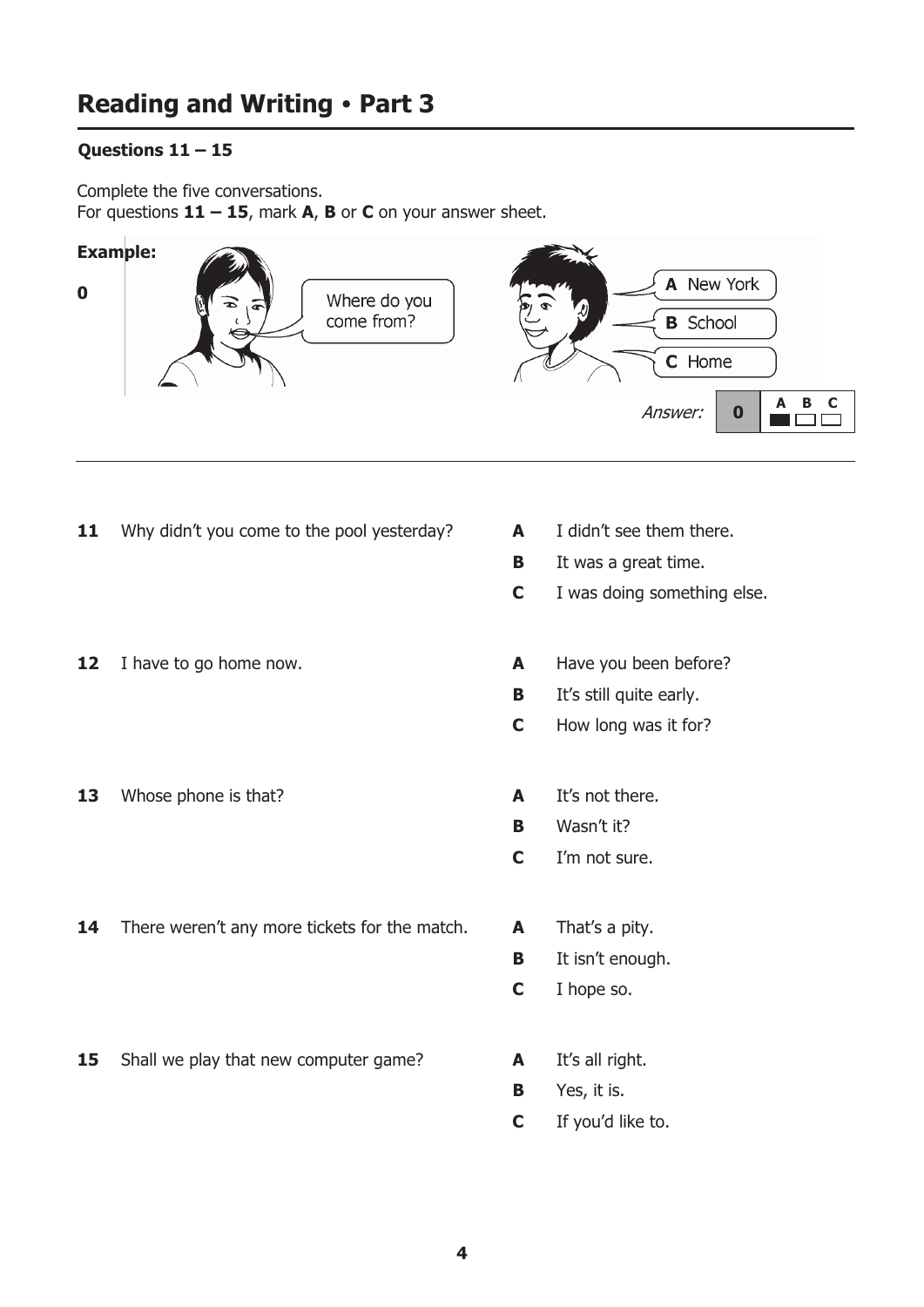## Reading and Writing • Part 3

**Questions 11 – 15**

Complete the five conversations.
For questions **11 – 15**, mark **A**, **B** or **C** on your answer sheet.

**Example:**

**0** Where do you come from?

**A** New York
**B** School
**C** Home

*Answer:* **0** A

---

**11** Why didn't you come to the pool yesterday?

- **A** I didn't see them there.
- **B** It was a great time.
- **C** I was doing something else.

**12** I have to go home now.

- **A** Have you been before?
- **B** It's still quite early.
- **C** How long was it for?

**13** Whose phone is that?

- **A** It's not there.
- **B** Wasn't it?
- **C** I'm not sure.

**14** There weren't any more tickets for the match.

- **A** That's a pity.
- **B** It isn't enough.
- **C** I hope so.

**15** Shall we play that new computer game?

- **A** It's all right.
- **B** Yes, it is.
- **C** If you'd like to.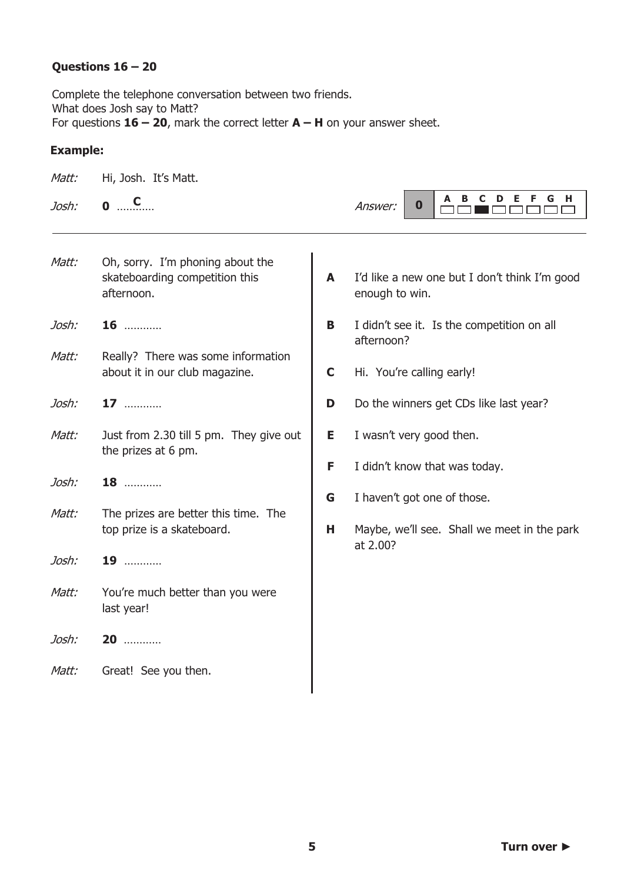**Questions 16 – 20**

Complete the telephone conversation between two friends.
What does Josh say to Matt?
For questions **16 – 20**, mark the correct letter **A – H** on your answer sheet.

**Example:**

*Matt:* Hi, Josh. It's Matt.

*Josh:* **0** ....C....

Answer: **0** — C

---

*Matt:* Oh, sorry. I'm phoning about the skateboarding competition this afternoon.

*Josh:* **16** …………

*Matt:* Really? There was some information about it in our club magazine.

*Josh:* **17** …………

*Matt:* Just from 2.30 till 5 pm. They give out the prizes at 6 pm.

*Josh:* **18** …………

*Matt:* The prizes are better this time. The top prize is a skateboard.

*Josh:* **19** …………

*Matt:* You're much better than you were last year!

*Josh:* **20** …………

*Matt:* Great! See you then.

**A** I'd like a new one but I don't think I'm good enough to win.

**B** I didn't see it. Is the competition on all afternoon?

**C** Hi. You're calling early!

**D** Do the winners get CDs like last year?

**E** I wasn't very good then.

**F** I didn't know that was today.

**G** I haven't got one of those.

**H** Maybe, we'll see. Shall we meet in the park at 2.00?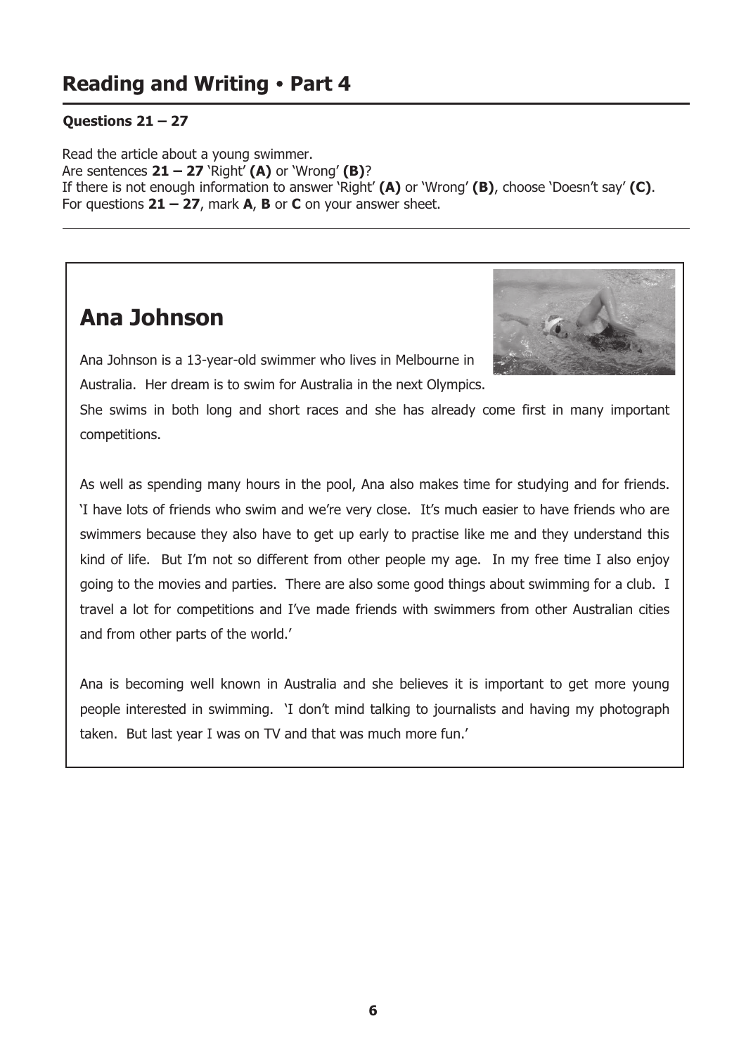## Reading and Writing • Part 4

**Questions 21 – 27**

Read the article about a young swimmer.
Are sentences **21 – 27** 'Right' **(A)** or 'Wrong' **(B)**?
If there is not enough information to answer 'Right' **(A)** or 'Wrong' **(B)**, choose 'Doesn't say' **(C)**.
For questions **21 – 27**, mark **A**, **B** or **C** on your answer sheet.

---

# Ana Johnson

Ana Johnson is a 13-year-old swimmer who lives in Melbourne in Australia. Her dream is to swim for Australia in the next Olympics. She swims in both long and short races and she has already come first in many important competitions.

As well as spending many hours in the pool, Ana also makes time for studying and for friends. 'I have lots of friends who swim and we're very close. It's much easier to have friends who are swimmers because they also have to get up early to practise like me and they understand this kind of life. But I'm not so different from other people my age. In my free time I also enjoy going to the movies and parties. There are also some good things about swimming for a club. I travel a lot for competitions and I've made friends with swimmers from other Australian cities and from other parts of the world.'

Ana is becoming well known in Australia and she believes it is important to get more young people interested in swimming. 'I don't mind talking to journalists and having my photograph taken. But last year I was on TV and that was much more fun.'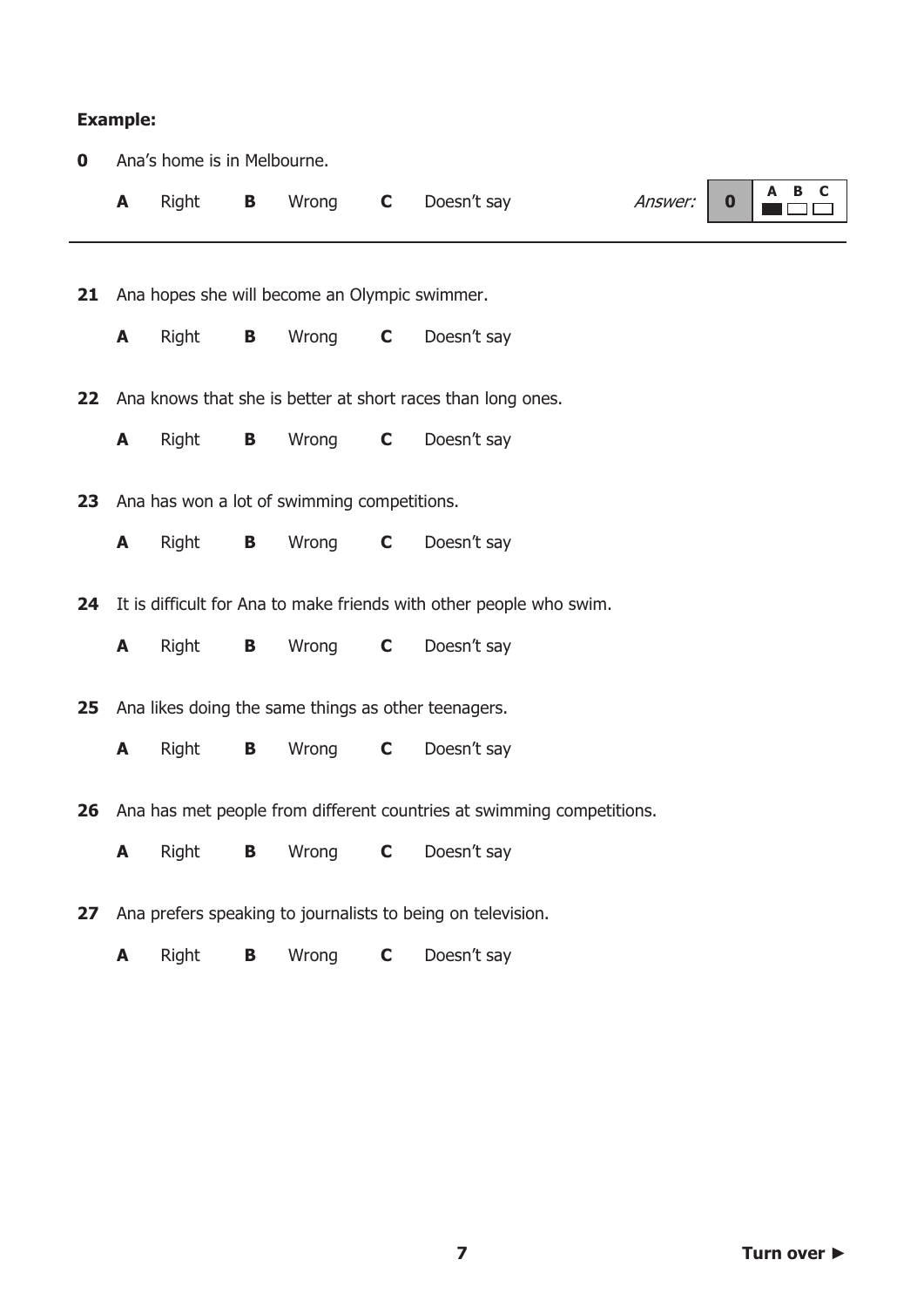**Example:**

**0** Ana's home is in Melbourne.

**A** Right **B** Wrong **C** Doesn't say

*Answer:* **0** A ■ B □ C □

---

**21** Ana hopes she will become an Olympic swimmer.

**A** Right **B** Wrong **C** Doesn't say

**22** Ana knows that she is better at short races than long ones.

**A** Right **B** Wrong **C** Doesn't say

**23** Ana has won a lot of swimming competitions.

**A** Right **B** Wrong **C** Doesn't say

**24** It is difficult for Ana to make friends with other people who swim.

**A** Right **B** Wrong **C** Doesn't say

**25** Ana likes doing the same things as other teenagers.

**A** Right **B** Wrong **C** Doesn't say

**26** Ana has met people from different countries at swimming competitions.

**A** Right **B** Wrong **C** Doesn't say

**27** Ana prefers speaking to journalists to being on television.

**A** Right **B** Wrong **C** Doesn't say

**Turn over ►**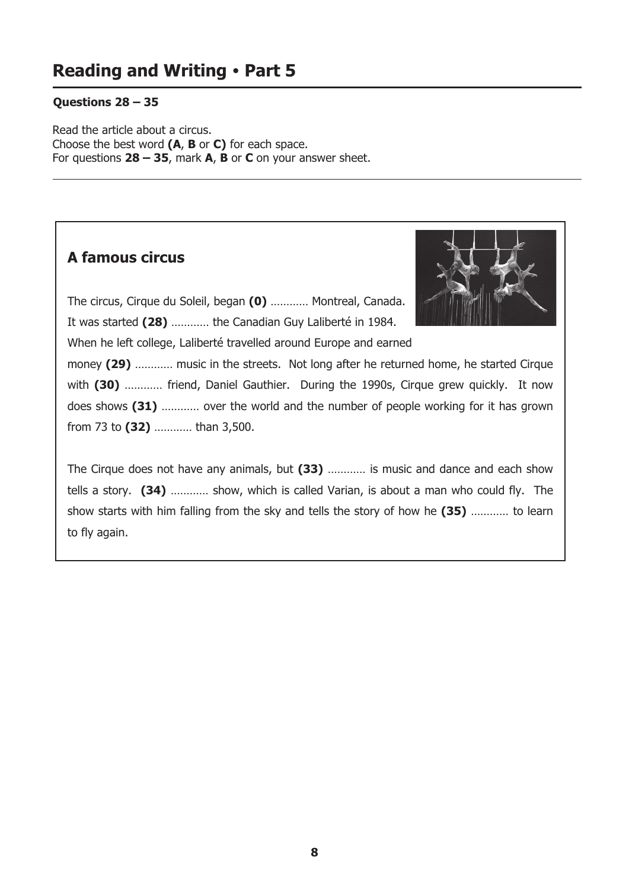# Reading and Writing • Part 5

**Questions 28 – 35**

Read the article about a circus.
Choose the best word **(A**, **B** or **C)** for each space.
For questions **28 – 35**, mark **A**, **B** or **C** on your answer sheet.

---

## A famous circus

The circus, Cirque du Soleil, began **(0)** ………… Montreal, Canada. It was started **(28)** ………… the Canadian Guy Laliberté in 1984. When he left college, Laliberté travelled around Europe and earned money **(29)** ………… music in the streets. Not long after he returned home, he started Cirque with **(30)** ………… friend, Daniel Gauthier. During the 1990s, Cirque grew quickly. It now does shows **(31)** ………… over the world and the number of people working for it has grown from 73 to **(32)** ………… than 3,500.

The Cirque does not have any animals, but **(33)** ………… is music and dance and each show tells a story. **(34)** ………… show, which is called Varian, is about a man who could fly. The show starts with him falling from the sky and tells the story of how he **(35)** ………… to learn to fly again.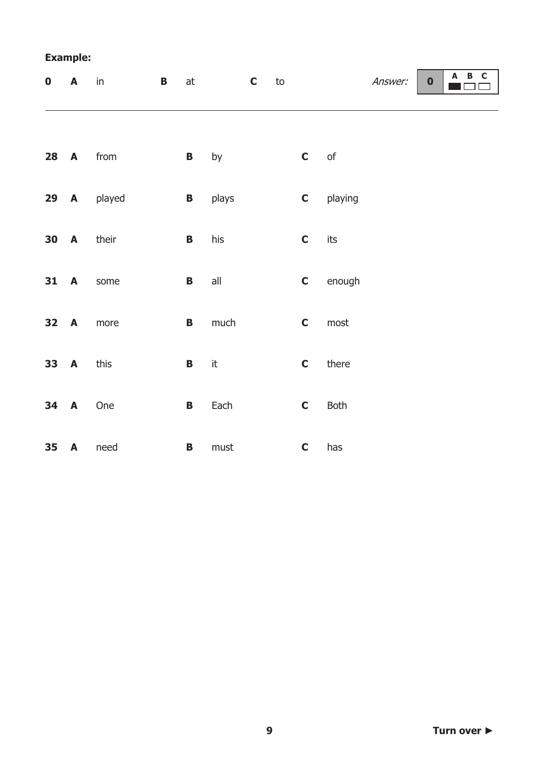**Example:**

| | | | | | | |
|---|---|---|---|---|---|---|
| **0** | **A** | in | **B** | at | **C** | to |

*Answer:* **0** — A ■ B □ C □

---

| | | | | | | |
|---|---|---|---|---|---|---|
| **28** | **A** | from | **B** | by | **C** | of |
| **29** | **A** | played | **B** | plays | **C** | playing |
| **30** | **A** | their | **B** | his | **C** | its |
| **31** | **A** | some | **B** | all | **C** | enough |
| **32** | **A** | more | **B** | much | **C** | most |
| **33** | **A** | this | **B** | it | **C** | there |
| **34** | **A** | One | **B** | Each | **C** | Both |
| **35** | **A** | need | **B** | must | **C** | has |

**Turn over ►**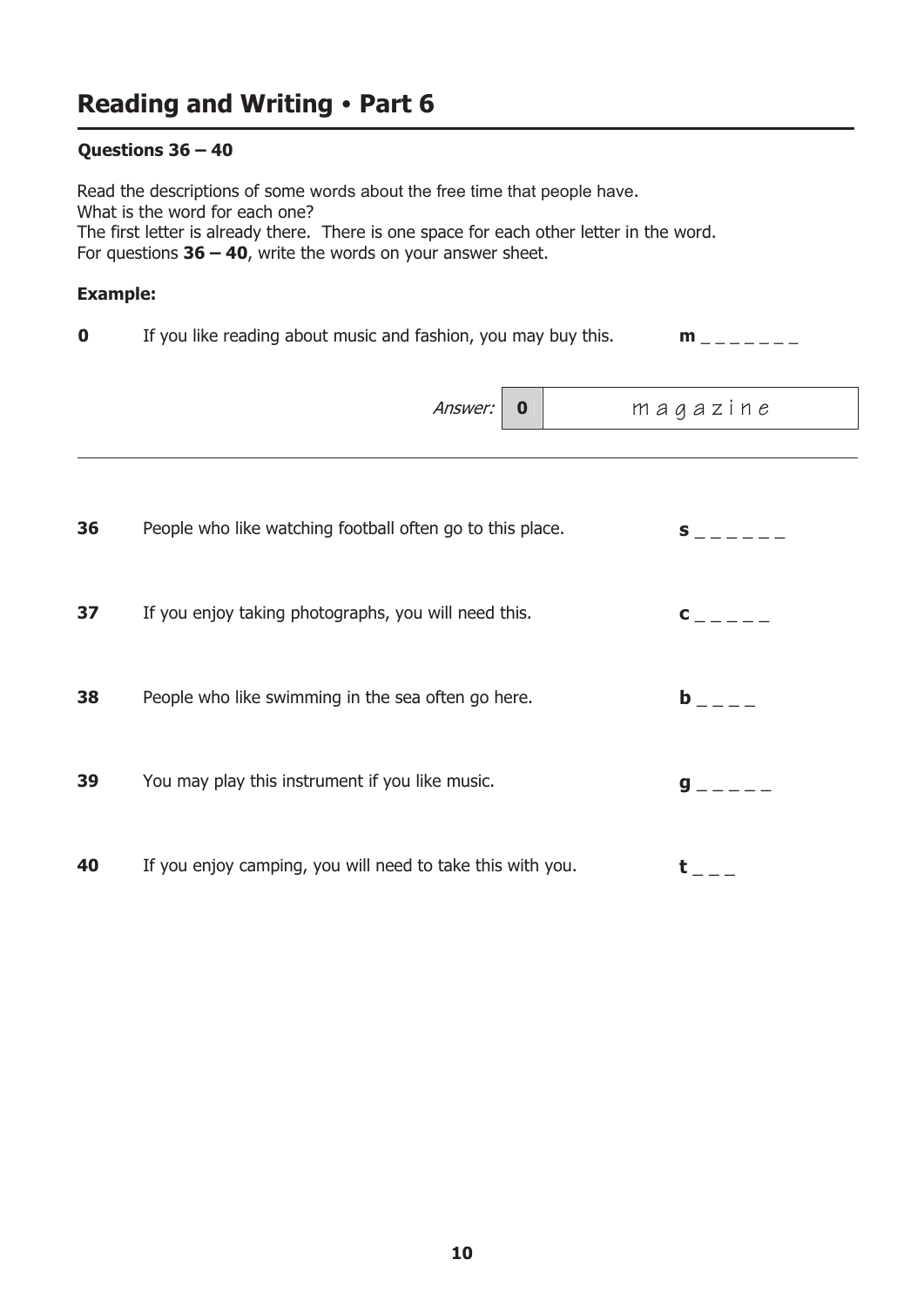## Reading and Writing • Part 6

**Questions 36 – 40**

Read the descriptions of some words about the free time that people have.
What is the word for each one?
The first letter is already there. There is one space for each other letter in the word.
For questions **36 – 40**, write the words on your answer sheet.

**Example:**

**0** If you like reading about music and fashion, you may buy this. **m** _ _ _ _ _ _ _

*Answer:* | **0** | m a g a z i n e |

---

**36** People who like watching football often go to this place. **s** _ _ _ _ _ _

**37** If you enjoy taking photographs, you will need this. **c** _ _ _ _ _

**38** People who like swimming in the sea often go here. **b** _ _ _ _

**39** You may play this instrument if you like music. **g** _ _ _ _ _

**40** If you enjoy camping, you will need to take this with you. **t** _ _ _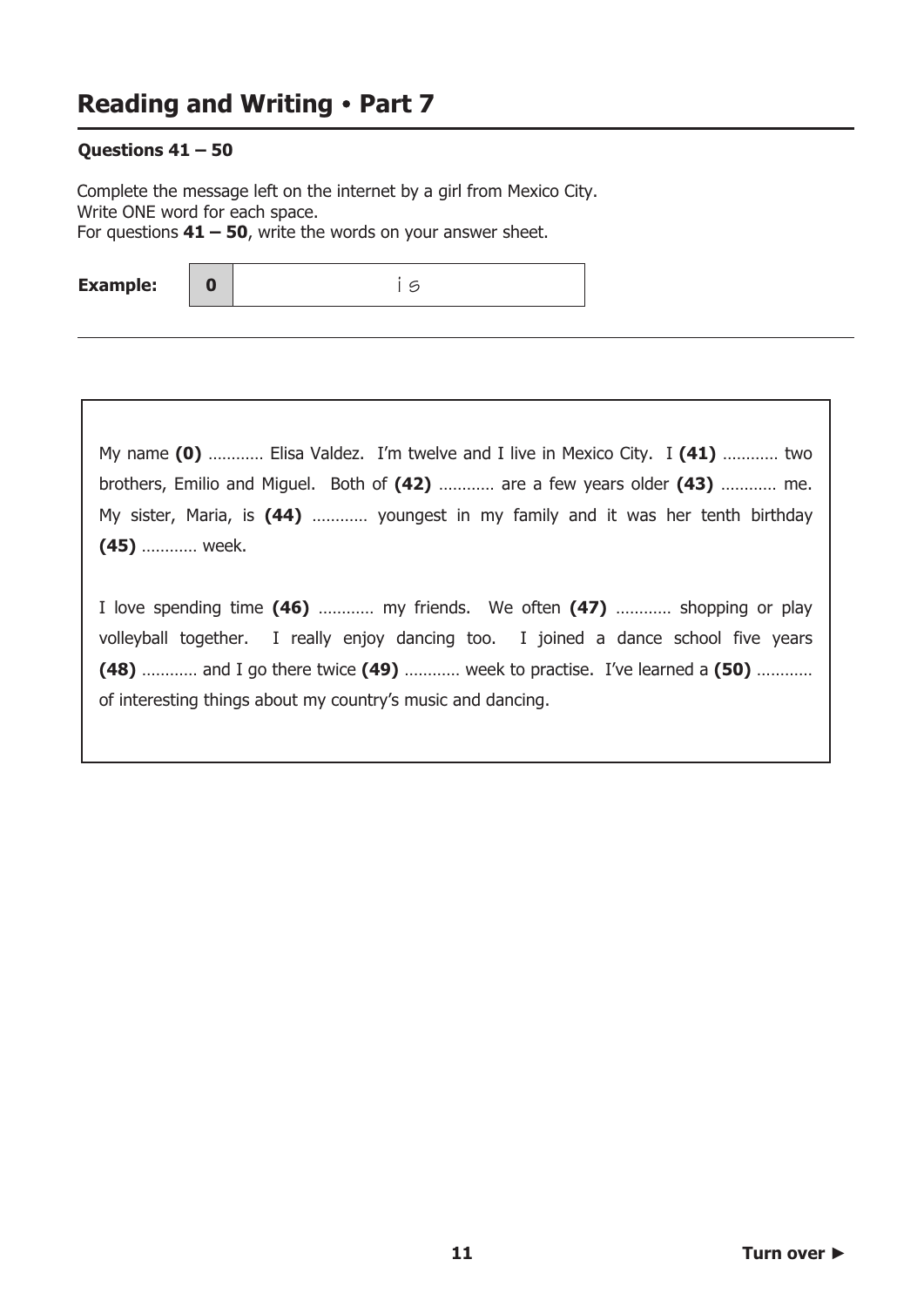## Reading and Writing • Part 7

**Questions 41 – 50**

Complete the message left on the internet by a girl from Mexico City.
Write ONE word for each space.
For questions **41 – 50**, write the words on your answer sheet.

| **Example:** | **0** | is |
|---|---|---|

My name **(0)** ………… Elisa Valdez. I'm twelve and I live in Mexico City. I **(41)** ………… two brothers, Emilio and Miguel. Both of **(42)** ………… are a few years older **(43)** ………… me. My sister, Maria, is **(44)** ………… youngest in my family and it was her tenth birthday **(45)** ………… week.

I love spending time **(46)** ………… my friends. We often **(47)** ………… shopping or play volleyball together. I really enjoy dancing too. I joined a dance school five years **(48)** ………… and I go there twice **(49)** ………… week to practise. I've learned a **(50)** ………… of interesting things about my country's music and dancing.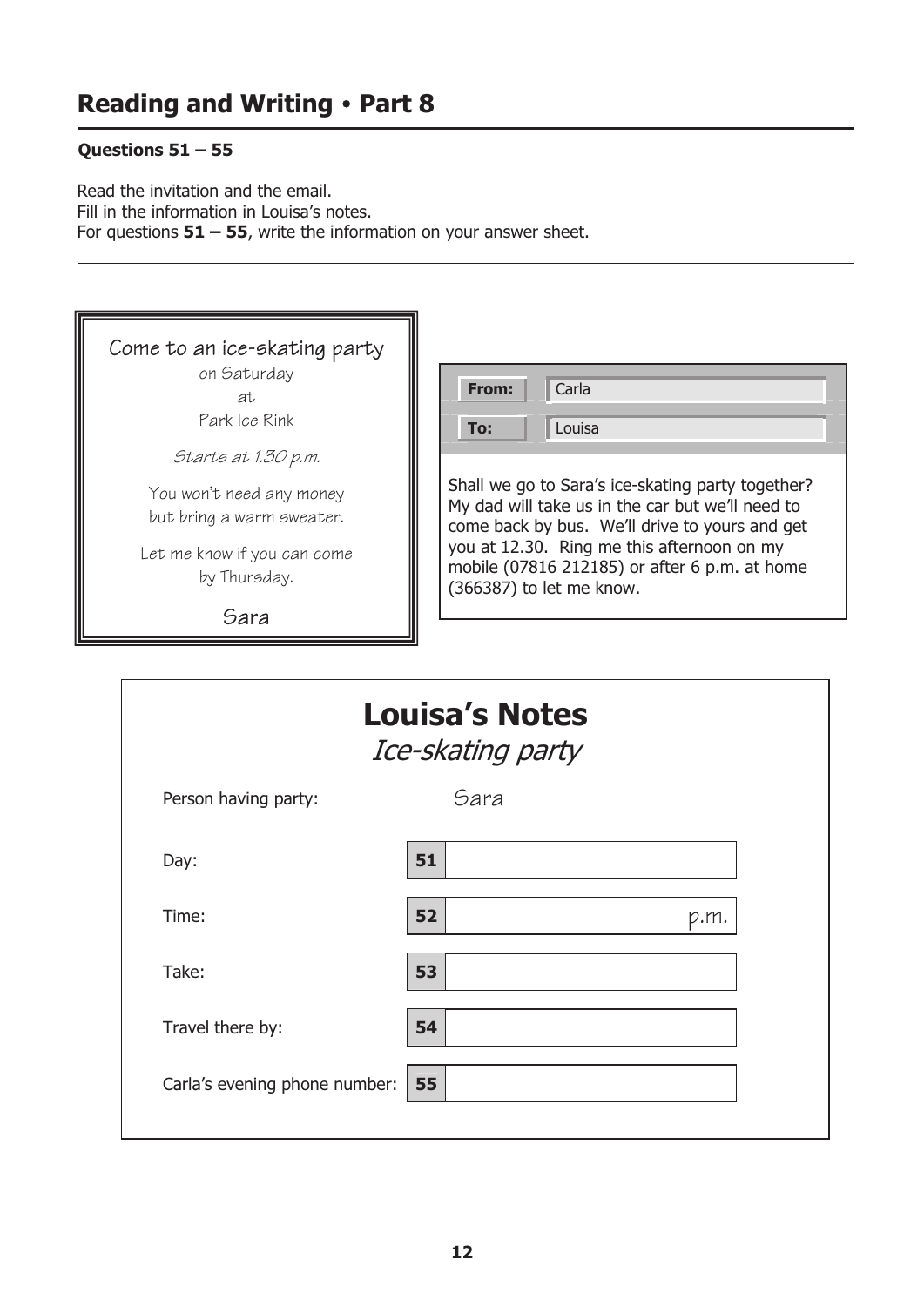## Reading and Writing • Part 8

**Questions 51 – 55**

Read the invitation and the email.
Fill in the information in Louisa's notes.
For questions **51 – 55**, write the information on your answer sheet.

---

Come to an ice-skating party
on Saturday
at
Park Ice Rink

*Starts at 1.30 p.m.*

You won't need any money
but bring a warm sweater.

Let me know if you can come
by Thursday.

Sara

---

**From:** Carla

**To:** Louisa

Shall we go to Sara's ice-skating party together? My dad will take us in the car but we'll need to come back by bus. We'll drive to yours and get you at 12.30. Ring me this afternoon on my mobile (07816 212185) or after 6 p.m. at home (366387) to let me know.

---

## Louisa's Notes

*Ice-skating party*

| | | |
|---|---|---|
| Person having party: | | Sara |
| Day: | **51** | |
| Time: | **52** | p.m. |
| Take: | **53** | |
| Travel there by: | **54** | |
| Carla's evening phone number: | **55** | |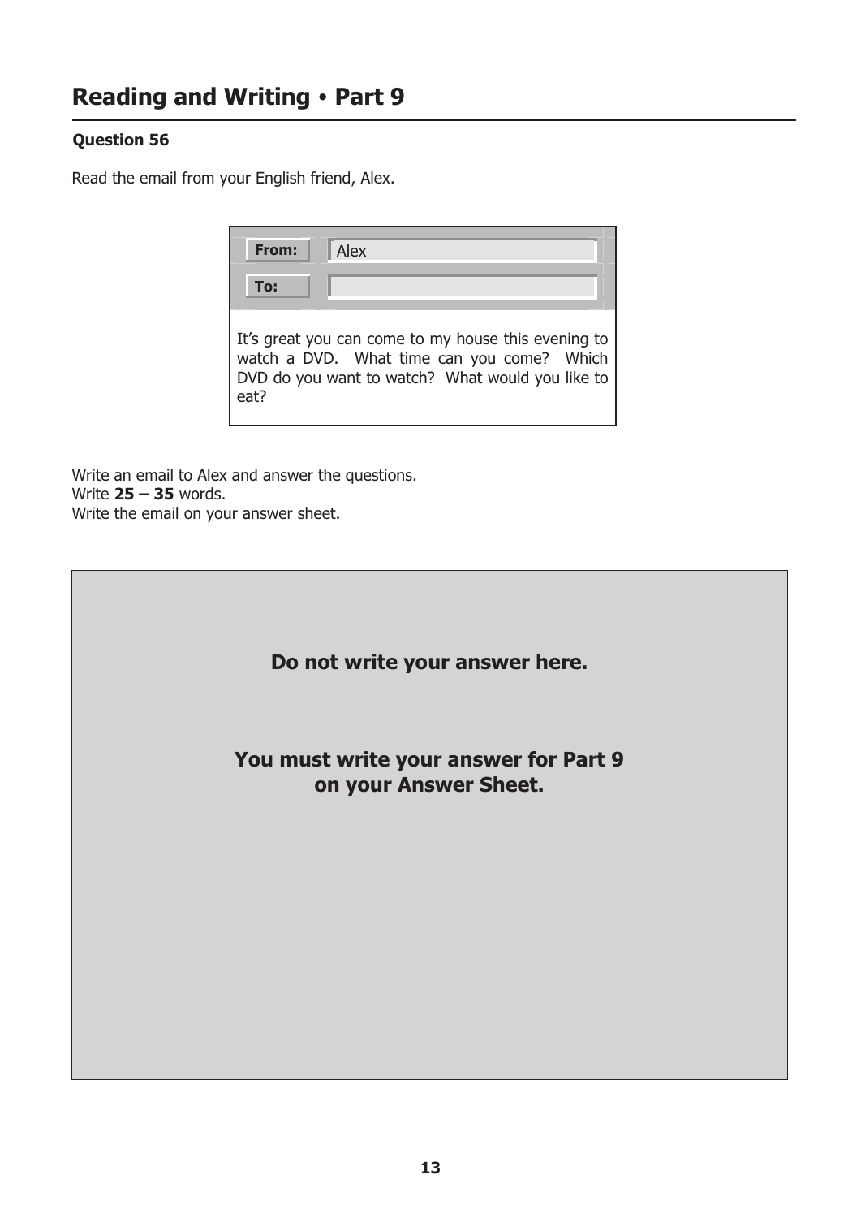# Reading and Writing • Part 9

**Question 56**

Read the email from your English friend, Alex.

| | |
|---|---|
| **From:** | Alex |
| **To:** | |

It's great you can come to my house this evening to watch a DVD. What time can you come? Which DVD do you want to watch? What would you like to eat?

Write an email to Alex and answer the questions.
Write **25 – 35** words.
Write the email on your answer sheet.

**Do not write your answer here.**

**You must write your answer for Part 9 on your Answer Sheet.**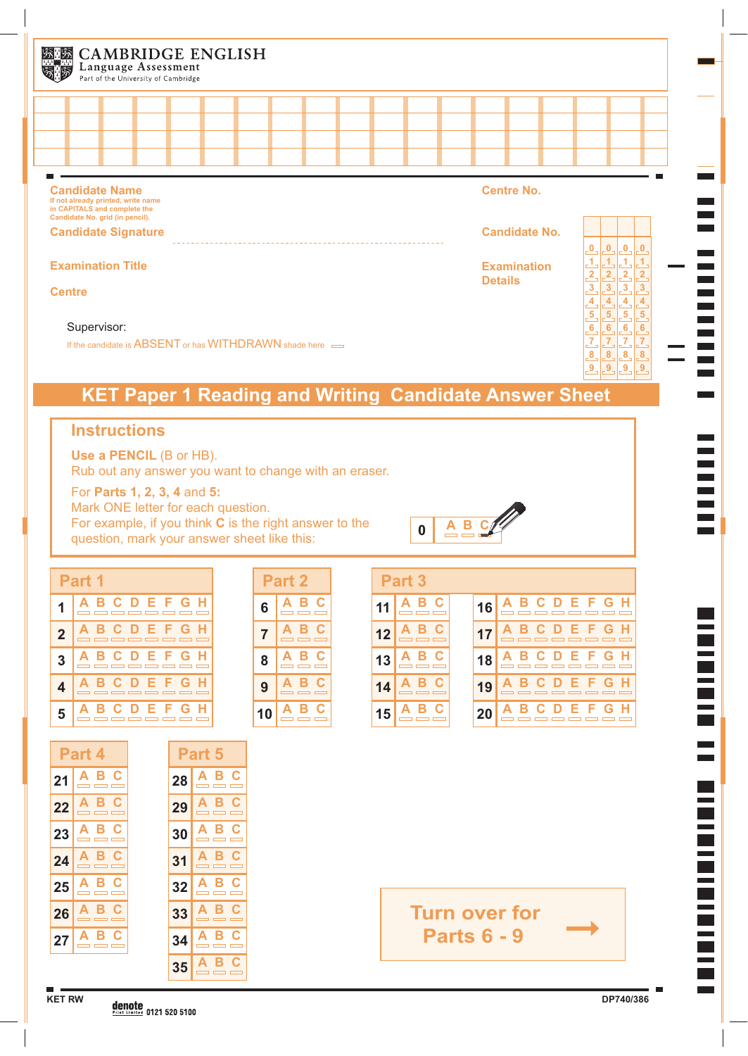**CAMBRIDGE ENGLISH**
Language Assessment
Part of the University of Cambridge

**Candidate Name**
If not already printed, write name in CAPITALS and complete the Candidate No. grid (in pencil).

**Candidate Signature**

**Examination Title**

**Centre**

Supervisor:
If the candidate is ABSENT or has WITHDRAWN shade here

**Centre No.**

**Candidate No.**

**Examination Details**

| | | | |
|---|---|---|---|
| 0 | 0 | 0 | 0 |
| 1 | 1 | 1 | 1 |
| 2 | 2 | 2 | 2 |
| 3 | 3 | 3 | 3 |
| 4 | 4 | 4 | 4 |
| 5 | 5 | 5 | 5 |
| 6 | 6 | 6 | 6 |
| 7 | 7 | 7 | 7 |
| 8 | 8 | 8 | 8 |
| 9 | 9 | 9 | 9 |

# KET Paper 1 Reading and Writing Candidate Answer Sheet

## Instructions

**Use a PENCIL** (B or HB).
Rub out any answer you want to change with an eraser.

For **Parts 1, 2, 3, 4** and **5:**
Mark ONE letter for each question.
For example, if you think **C** is the right answer to the question, mark your answer sheet like this:

| 0 | A B C |
|---|---|

## Part 1

| | |
|---|---|
| 1 | A B C D E F G H |
| 2 | A B C D E F G H |
| 3 | A B C D E F G H |
| 4 | A B C D E F G H |
| 5 | A B C D E F G H |

## Part 2

| | |
|---|---|
| 6 | A B C |
| 7 | A B C |
| 8 | A B C |
| 9 | A B C |
| 10 | A B C |

## Part 3

| | | | |
|---|---|---|---|
| 11 | A B C | 16 | A B C D E F G H |
| 12 | A B C | 17 | A B C D E F G H |
| 13 | A B C | 18 | A B C D E F G H |
| 14 | A B C | 19 | A B C D E F G H |
| 15 | A B C | 20 | A B C D E F G H |

## Part 4

| | |
|---|---|
| 21 | A B C |
| 22 | A B C |
| 23 | A B C |
| 24 | A B C |
| 25 | A B C |
| 26 | A B C |
| 27 | A B C |

## Part 5

| | |
|---|---|
| 28 | A B C |
| 29 | A B C |
| 30 | A B C |
| 31 | A B C |
| 32 | A B C |
| 33 | A B C |
| 34 | A B C |
| 35 | A B C |

**Turn over for Parts 6 - 9** →

KET RW

denote Print Limited 0121 520 5100

DP740/386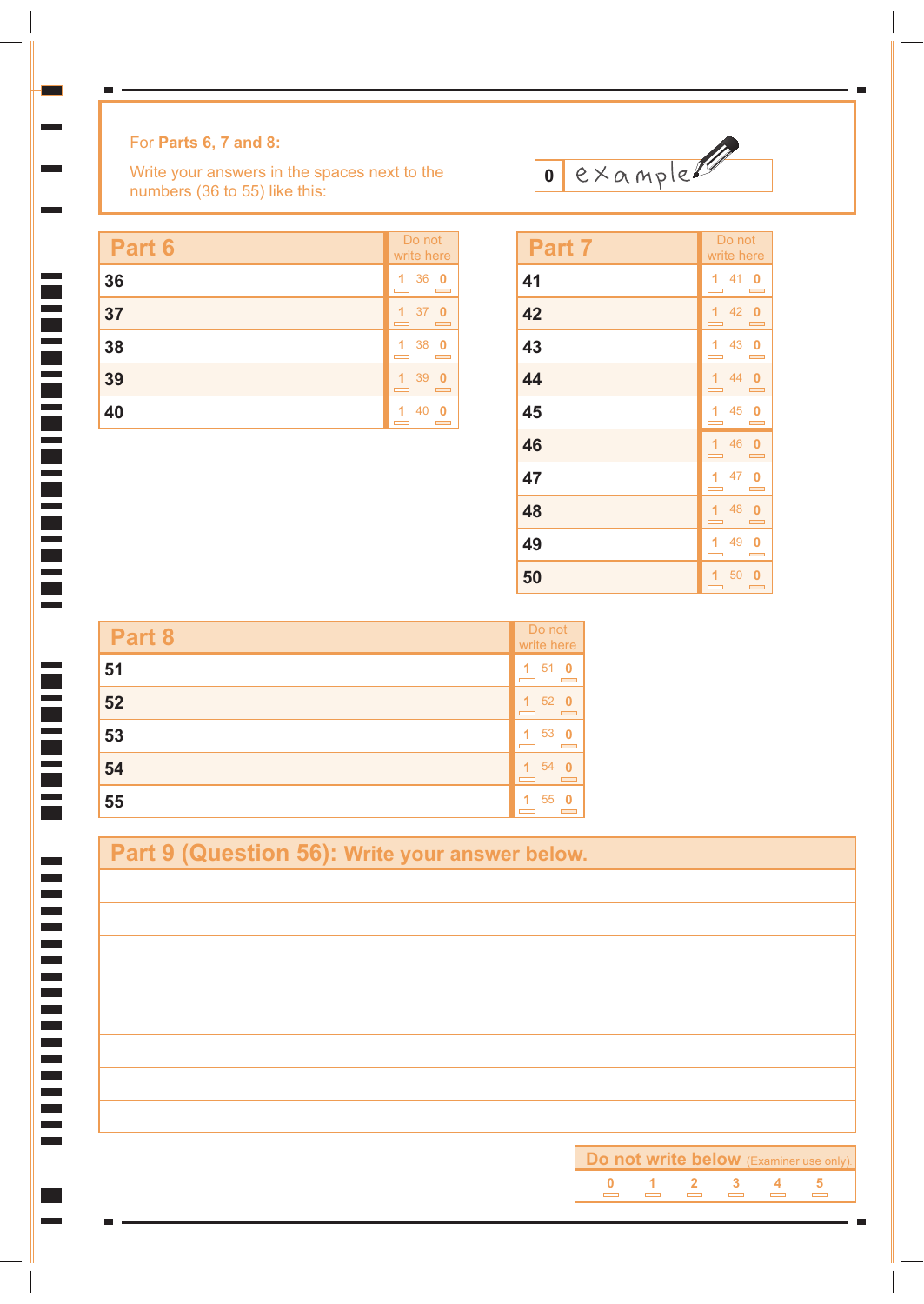For **Parts 6, 7 and 8:**

Write your answers in the spaces next to the numbers (36 to 55) like this:

| 0 | example |
|---|---|

## Part 6

| Part 6 | | Do not write here |
|---|---|---|
| 36 | | 1 36 0 |
| 37 | | 1 37 0 |
| 38 | | 1 38 0 |
| 39 | | 1 39 0 |
| 40 | | 1 40 0 |

## Part 7

| Part 7 | | Do not write here |
|---|---|---|
| 41 | | 1 41 0 |
| 42 | | 1 42 0 |
| 43 | | 1 43 0 |
| 44 | | 1 44 0 |
| 45 | | 1 45 0 |
| 46 | | 1 46 0 |
| 47 | | 1 47 0 |
| 48 | | 1 48 0 |
| 49 | | 1 49 0 |
| 50 | | 1 50 0 |

## Part 8

| Part 8 | | Do not write here |
|---|---|---|
| 51 | | 1 51 0 |
| 52 | | 1 52 0 |
| 53 | | 1 53 0 |
| 54 | | 1 54 0 |
| 55 | | 1 55 0 |

## Part 9 (Question 56): Write your answer below.

| Do not write below (Examiner use only) | | | | | |
|---|---|---|---|---|---|
| 0 | 1 | 2 | 3 | 4 | 5 |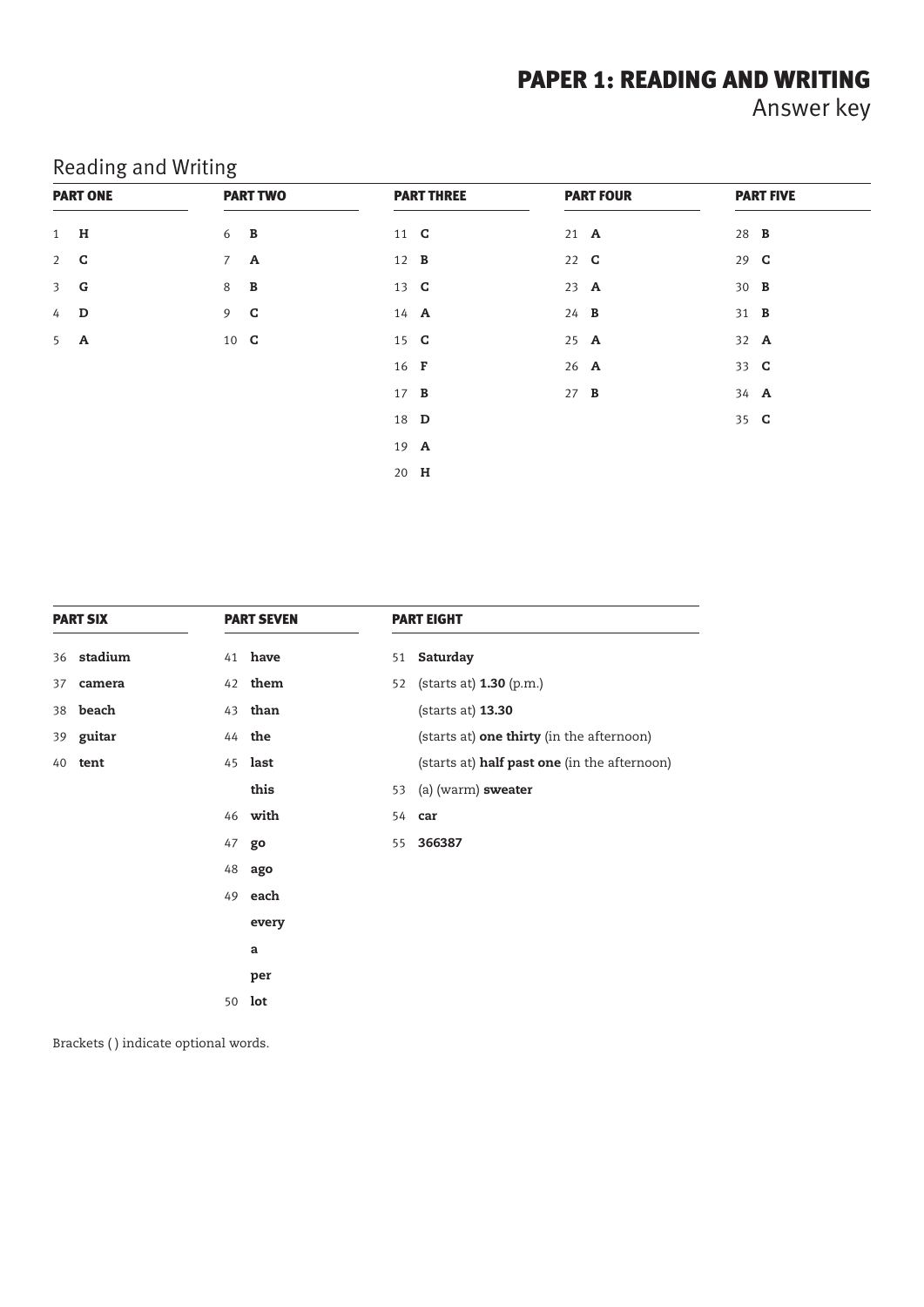# PAPER 1: READING AND WRITING

## Answer key

## Reading and Writing

| PART ONE | PART TWO | PART THREE | PART FOUR | PART FIVE |
|---|---|---|---|---|
| 1 **H** | 6 **B** | 11 **C** | 21 **A** | 28 **B** |
| 2 **C** | 7 **A** | 12 **B** | 22 **C** | 29 **C** |
| 3 **G** | 8 **B** | 13 **C** | 23 **A** | 30 **B** |
| 4 **D** | 9 **C** | 14 **A** | 24 **B** | 31 **B** |
| 5 **A** | 10 **C** | 15 **C** | 25 **A** | 32 **A** |
| | | 16 **F** | 26 **A** | 33 **C** |
| | | 17 **B** | 27 **B** | 34 **A** |
| | | 18 **D** | | 35 **C** |
| | | 19 **A** | | |
| | | 20 **H** | | |

| PART SIX | PART SEVEN | PART EIGHT |
|---|---|---|
| 36 **stadium** | 41 **have** | 51 **Saturday** |
| 37 **camera** | 42 **them** | 52 (starts at) **1.30** (p.m.) |
| 38 **beach** | 43 **than** | (starts at) **13.30** |
| 39 **guitar** | 44 **the** | (starts at) **one thirty** (in the afternoon) |
| 40 **tent** | 45 **last** | (starts at) **half past one** (in the afternoon) |
| | **this** | 53 (a) (warm) **sweater** |
| | 46 **with** | 54 **car** |
| | 47 **go** | 55 **366387** |
| | 48 **ago** | |
| | 49 **each** | |
| | **every** | |
| | **a** | |
| | **per** | |
| | 50 **lot** | |

Brackets ( ) indicate optional words.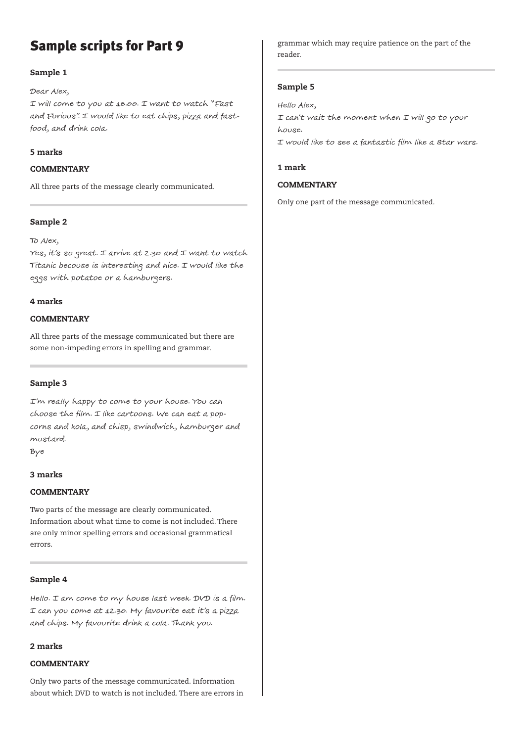# Sample scripts for Part 9

### Sample 1

Dear Alex,
I will come to you at 18.00. I want to watch "Fast and Furious". I would like to eat chips, pizza and fast-food, and drink cola.

**5 marks**

**COMMENTARY**

All three parts of the message clearly communicated.

### Sample 2

To Alex,
Yes, it's so great. I arrive at 2.30 and I want to watch Titanic becouse is interesting and nice. I would like the eggs with potatoe or a hamburgers.

**4 marks**

**COMMENTARY**

All three parts of the message communicated but there are some non-impeding errors in spelling and grammar.

### Sample 3

I'm really happy to come to your house. You can choose the film. I like cartoons. We can eat a pop-corns and kola, and chisp, swindwich, hamburger and mustard.
Bye

**3 marks**

**COMMENTARY**

Two parts of the message are clearly communicated. Information about what time to come is not included. There are only minor spelling errors and occasional grammatical errors.

### Sample 4

Hello. I am come to my house last week. DVD is a film. I can you come at 12.30. My favourite eat it's a pizza and chips. My favourite drink a cola. Thank you.

**2 marks**

**COMMENTARY**

Only two parts of the message communicated. Information about which DVD to watch is not included. There are errors in grammar which may require patience on the part of the reader.

### Sample 5

Hello Alex,
I can't wait the moment when I will go to your house.
I would like to see a fantastic film like a Star wars.

**1 mark**

**COMMENTARY**

Only one part of the message communicated.